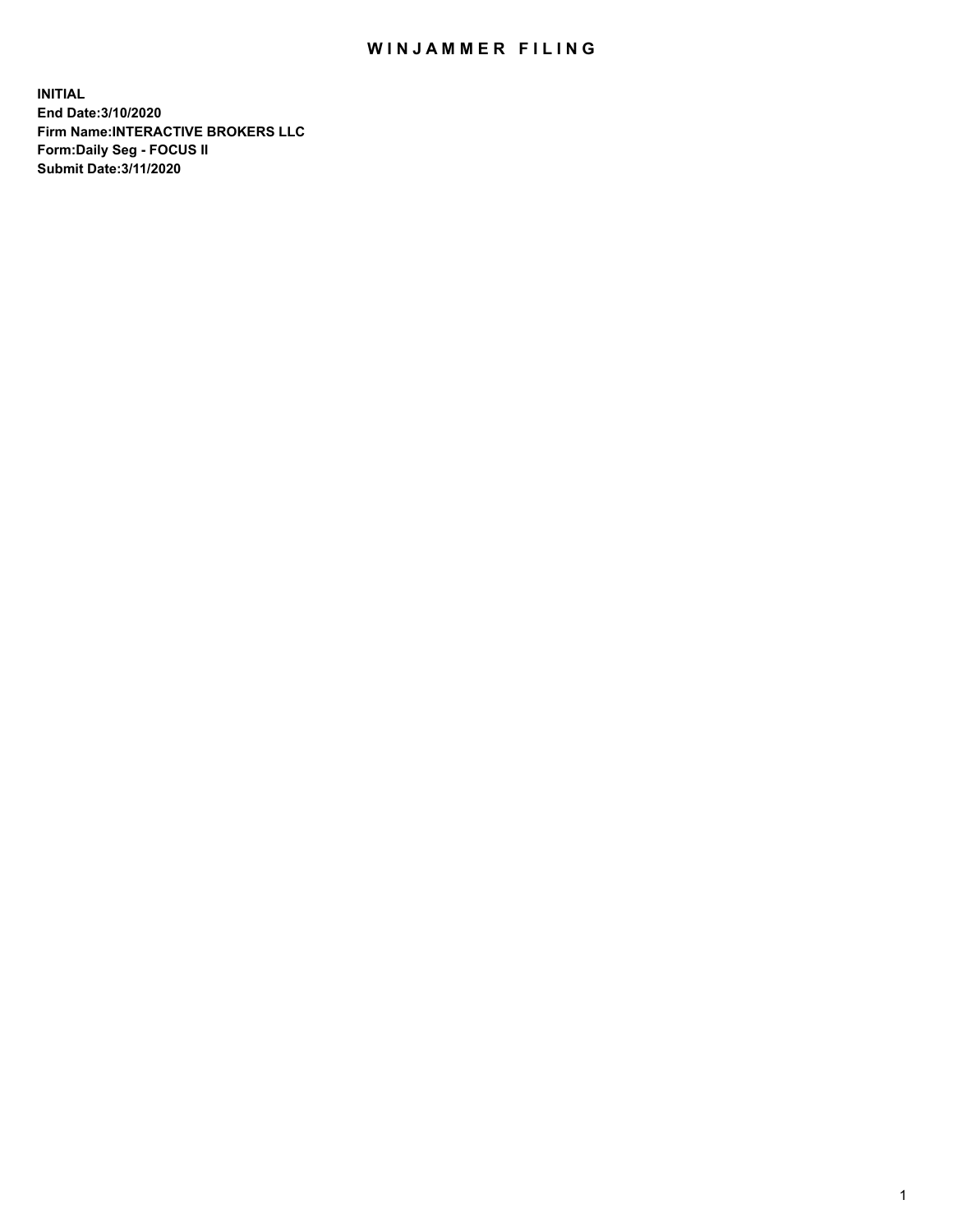# WINJAMMER FILING

**INITIAL**
**End Date:3/10/2020**
**Firm Name:INTERACTIVE BROKERS LLC**
**Form:Daily Seg - FOCUS II**
**Submit Date:3/11/2020**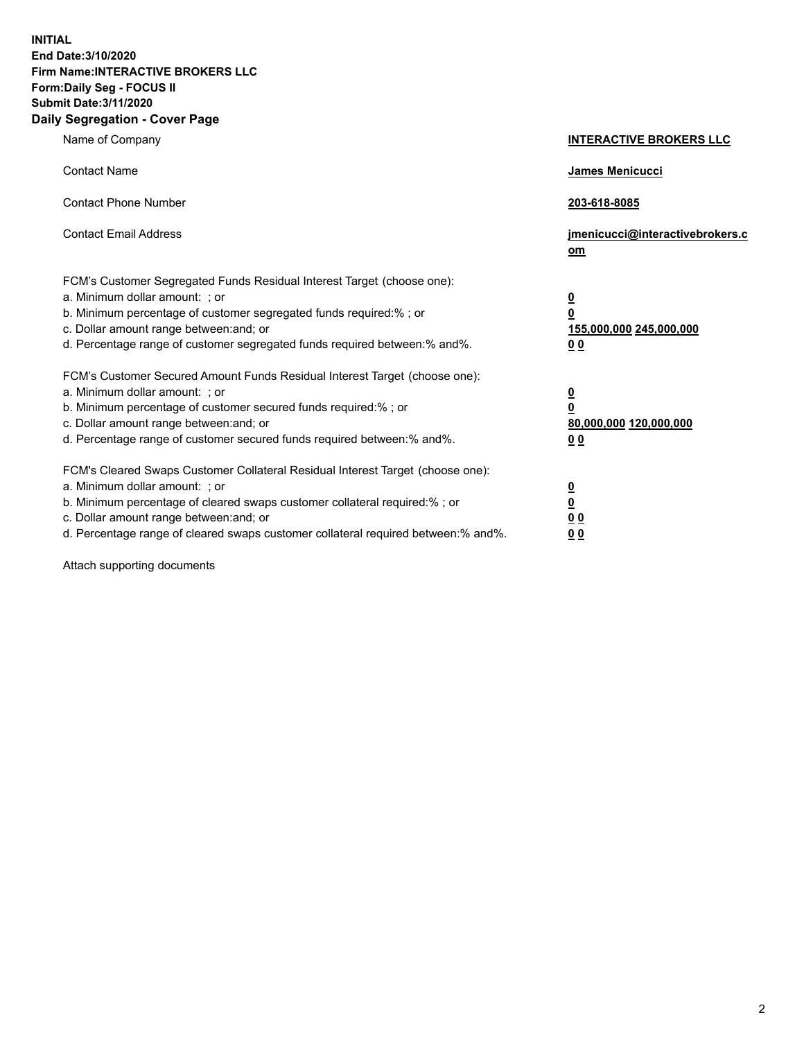**INITIAL**
**End Date:3/10/2020**
**Firm Name:INTERACTIVE BROKERS LLC**
**Form:Daily Seg - FOCUS II**
**Submit Date:3/11/2020**

## Daily Segregation - Cover Page

| | |
|---|---|
| Name of Company | **INTERACTIVE BROKERS LLC** |
| Contact Name | **James Menicucci** |
| Contact Phone Number | **203-618-8085** |
| Contact Email Address | **jmenicucci@interactivebrokers.com** |

FCM's Customer Segregated Funds Residual Interest Target (choose one):

| | |
|---|---|
| a. Minimum dollar amount: ; or | **0** |
| b. Minimum percentage of customer segregated funds required:% ; or | **0** |
| c. Dollar amount range between:and; or | **155,000,000** **245,000,000** |
| d. Percentage range of customer segregated funds required between:% and%. | **0** **0** |

FCM's Customer Secured Amount Funds Residual Interest Target (choose one):

| | |
|---|---|
| a. Minimum dollar amount: ; or | **0** |
| b. Minimum percentage of customer secured funds required:% ; or | **0** |
| c. Dollar amount range between:and; or | **80,000,000** **120,000,000** |
| d. Percentage range of customer secured funds required between:% and%. | **0** **0** |

FCM's Cleared Swaps Customer Collateral Residual Interest Target (choose one):

| | |
|---|---|
| a. Minimum dollar amount: ; or | **0** |
| b. Minimum percentage of cleared swaps customer collateral required:% ; or | **0** |
| c. Dollar amount range between:and; or | **0** **0** |
| d. Percentage range of cleared swaps customer collateral required between:% and%. | **0** **0** |

Attach supporting documents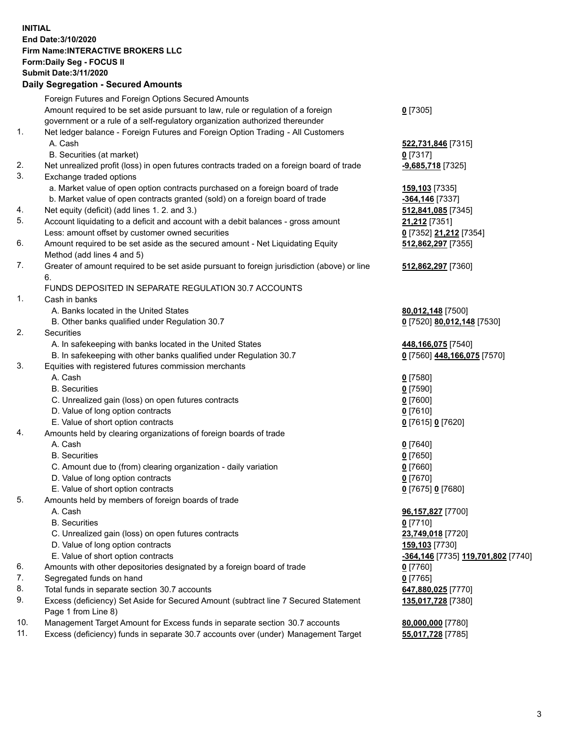**INITIAL**
**End Date:3/10/2020**
**Firm Name:INTERACTIVE BROKERS LLC**
**Form:Daily Seg - FOCUS II**
**Submit Date:3/11/2020**

## Daily Segregation - Secured Amounts

| | | |
|---|---|---|
| | Foreign Futures and Foreign Options Secured Amounts | |
| | Amount required to be set aside pursuant to law, rule or regulation of a foreign government or a rule of a self-regulatory organization authorized thereunder | **0** [7305] |
| 1. | Net ledger balance - Foreign Futures and Foreign Option Trading - All Customers | |
| | A. Cash | **522,731,846** [7315] |
| | B. Securities (at market) | **0** [7317] |
| 2. | Net unrealized profit (loss) in open futures contracts traded on a foreign board of trade | **-9,685,718** [7325] |
| 3. | Exchange traded options | |
| | a. Market value of open option contracts purchased on a foreign board of trade | **159,103** [7335] |
| | b. Market value of open contracts granted (sold) on a foreign board of trade | **-364,146** [7337] |
| 4. | Net equity (deficit) (add lines 1. 2. and 3.) | **512,841,085** [7345] |
| 5. | Account liquidating to a deficit and account with a debit balances - gross amount | **21,212** [7351] |
| | Less: amount offset by customer owned securities | **0** [7352] **21,212** [7354] |
| 6. | Amount required to be set aside as the secured amount - Net Liquidating Equity Method (add lines 4 and 5) | **512,862,297** [7355] |
| 7. | Greater of amount required to be set aside pursuant to foreign jurisdiction (above) or line 6. | **512,862,297** [7360] |
| | FUNDS DEPOSITED IN SEPARATE REGULATION 30.7 ACCOUNTS | |
| 1. | Cash in banks | |
| | A. Banks located in the United States | **80,012,148** [7500] |
| | B. Other banks qualified under Regulation 30.7 | **0** [7520] **80,012,148** [7530] |
| 2. | Securities | |
| | A. In safekeeping with banks located in the United States | **448,166,075** [7540] |
| | B. In safekeeping with other banks qualified under Regulation 30.7 | **0** [7560] **448,166,075** [7570] |
| 3. | Equities with registered futures commission merchants | |
| | A. Cash | **0** [7580] |
| | B. Securities | **0** [7590] |
| | C. Unrealized gain (loss) on open futures contracts | **0** [7600] |
| | D. Value of long option contracts | **0** [7610] |
| | E. Value of short option contracts | **0** [7615] **0** [7620] |
| 4. | Amounts held by clearing organizations of foreign boards of trade | |
| | A. Cash | **0** [7640] |
| | B. Securities | **0** [7650] |
| | C. Amount due to (from) clearing organization - daily variation | **0** [7660] |
| | D. Value of long option contracts | **0** [7670] |
| | E. Value of short option contracts | **0** [7675] **0** [7680] |
| 5. | Amounts held by members of foreign boards of trade | |
| | A. Cash | **96,157,827** [7700] |
| | B. Securities | **0** [7710] |
| | C. Unrealized gain (loss) on open futures contracts | **23,749,018** [7720] |
| | D. Value of long option contracts | **159,103** [7730] |
| | E. Value of short option contracts | **-364,146** [7735] **119,701,802** [7740] |
| 6. | Amounts with other depositories designated by a foreign board of trade | **0** [7760] |
| 7. | Segregated funds on hand | **0** [7765] |
| 8. | Total funds in separate section 30.7 accounts | **647,880,025** [7770] |
| 9. | Excess (deficiency) Set Aside for Secured Amount (subtract line 7 Secured Statement Page 1 from Line 8) | **135,017,728** [7380] |
| 10. | Management Target Amount for Excess funds in separate section 30.7 accounts | **80,000,000** [7780] |
| 11. | Excess (deficiency) funds in separate 30.7 accounts over (under) Management Target | **55,017,728** [7785] |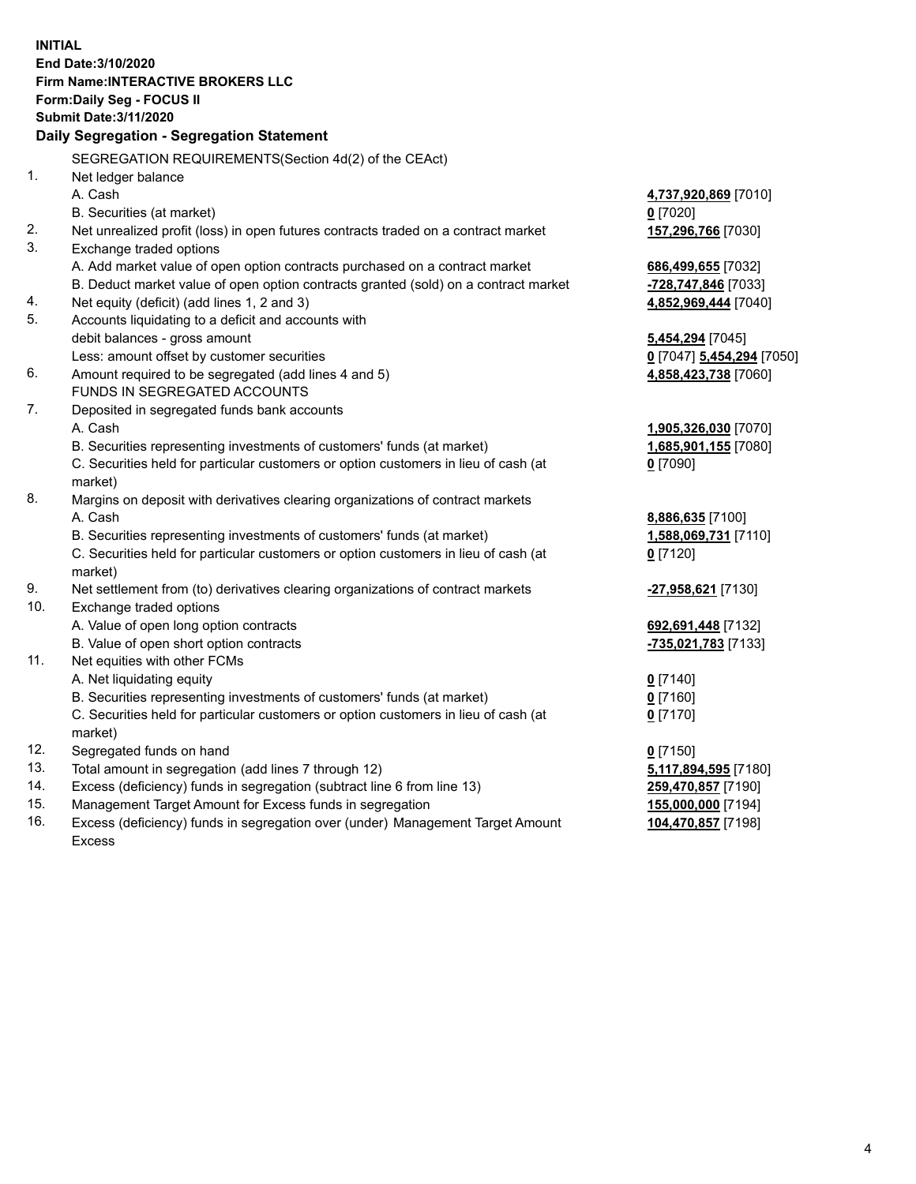**INITIAL**
**End Date:3/10/2020**
**Firm Name:INTERACTIVE BROKERS LLC**
**Form:Daily Seg - FOCUS II**
**Submit Date:3/11/2020**

**Daily Segregation - Segregation Statement**

SEGREGATION REQUIREMENTS(Section 4d(2) of the CEAct)

| | | |
|---|---|---|
| 1. | Net ledger balance | |
| | A. Cash | **4,737,920,869** [7010] |
| | B. Securities (at market) | **0** [7020] |
| 2. | Net unrealized profit (loss) in open futures contracts traded on a contract market | **157,296,766** [7030] |
| 3. | Exchange traded options | |
| | A. Add market value of open option contracts purchased on a contract market | **686,499,655** [7032] |
| | B. Deduct market value of open option contracts granted (sold) on a contract market | **-728,747,846** [7033] |
| 4. | Net equity (deficit) (add lines 1, 2 and 3) | **4,852,969,444** [7040] |
| 5. | Accounts liquidating to a deficit and accounts with debit balances - gross amount | **5,454,294** [7045] |
| | Less: amount offset by customer securities | **0** [7047] **5,454,294** [7050] |
| 6. | Amount required to be segregated (add lines 4 and 5) | **4,858,423,738** [7060] |
| | FUNDS IN SEGREGATED ACCOUNTS | |
| 7. | Deposited in segregated funds bank accounts | |
| | A. Cash | **1,905,326,030** [7070] |
| | B. Securities representing investments of customers' funds (at market) | **1,685,901,155** [7080] |
| | C. Securities held for particular customers or option customers in lieu of cash (at market) | **0** [7090] |
| 8. | Margins on deposit with derivatives clearing organizations of contract markets | |
| | A. Cash | **8,886,635** [7100] |
| | B. Securities representing investments of customers' funds (at market) | **1,588,069,731** [7110] |
| | C. Securities held for particular customers or option customers in lieu of cash (at market) | **0** [7120] |
| 9. | Net settlement from (to) derivatives clearing organizations of contract markets | **-27,958,621** [7130] |
| 10. | Exchange traded options | |
| | A. Value of open long option contracts | **692,691,448** [7132] |
| | B. Value of open short option contracts | **-735,021,783** [7133] |
| 11. | Net equities with other FCMs | |
| | A. Net liquidating equity | **0** [7140] |
| | B. Securities representing investments of customers' funds (at market) | **0** [7160] |
| | C. Securities held for particular customers or option customers in lieu of cash (at market) | **0** [7170] |
| 12. | Segregated funds on hand | **0** [7150] |
| 13. | Total amount in segregation (add lines 7 through 12) | **5,117,894,595** [7180] |
| 14. | Excess (deficiency) funds in segregation (subtract line 6 from line 13) | **259,470,857** [7190] |
| 15. | Management Target Amount for Excess funds in segregation | **155,000,000** [7194] |
| 16. | Excess (deficiency) funds in segregation over (under) Management Target Amount Excess | **104,470,857** [7198] |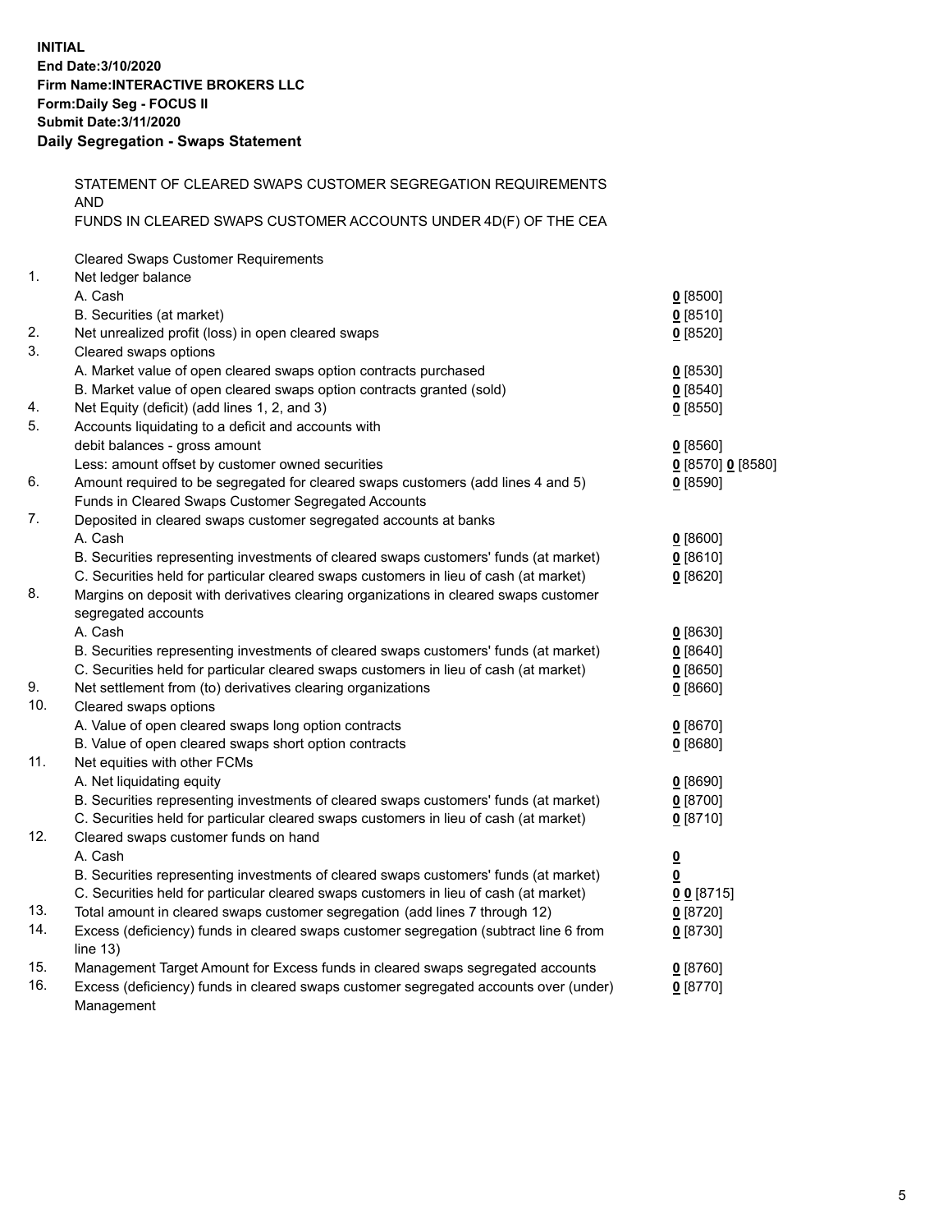**INITIAL**
**End Date:3/10/2020**
**Firm Name:INTERACTIVE BROKERS LLC**
**Form:Daily Seg - FOCUS II**
**Submit Date:3/11/2020**
**Daily Segregation - Swaps Statement**

STATEMENT OF CLEARED SWAPS CUSTOMER SEGREGATION REQUIREMENTS AND FUNDS IN CLEARED SWAPS CUSTOMER ACCOUNTS UNDER 4D(F) OF THE CEA

| | | |
|---|---|---|
| | Cleared Swaps Customer Requirements | |
| 1. | Net ledger balance | |
| | A. Cash | 0 [8500] |
| | B. Securities (at market) | 0 [8510] |
| 2. | Net unrealized profit (loss) in open cleared swaps | 0 [8520] |
| 3. | Cleared swaps options | |
| | A. Market value of open cleared swaps option contracts purchased | 0 [8530] |
| | B. Market value of open cleared swaps option contracts granted (sold) | 0 [8540] |
| 4. | Net Equity (deficit) (add lines 1, 2, and 3) | 0 [8550] |
| 5. | Accounts liquidating to a deficit and accounts with debit balances - gross amount | 0 [8560] |
| | Less: amount offset by customer owned securities | 0 [8570] 0 [8580] |
| 6. | Amount required to be segregated for cleared swaps customers (add lines 4 and 5) | 0 [8590] |
| | Funds in Cleared Swaps Customer Segregated Accounts | |
| 7. | Deposited in cleared swaps customer segregated accounts at banks | |
| | A. Cash | 0 [8600] |
| | B. Securities representing investments of cleared swaps customers' funds (at market) | 0 [8610] |
| | C. Securities held for particular cleared swaps customers in lieu of cash (at market) | 0 [8620] |
| 8. | Margins on deposit with derivatives clearing organizations in cleared swaps customer segregated accounts | |
| | A. Cash | 0 [8630] |
| | B. Securities representing investments of cleared swaps customers' funds (at market) | 0 [8640] |
| | C. Securities held for particular cleared swaps customers in lieu of cash (at market) | 0 [8650] |
| 9. | Net settlement from (to) derivatives clearing organizations | 0 [8660] |
| 10. | Cleared swaps options | |
| | A. Value of open cleared swaps long option contracts | 0 [8670] |
| | B. Value of open cleared swaps short option contracts | 0 [8680] |
| 11. | Net equities with other FCMs | |
| | A. Net liquidating equity | 0 [8690] |
| | B. Securities representing investments of cleared swaps customers' funds (at market) | 0 [8700] |
| | C. Securities held for particular cleared swaps customers in lieu of cash (at market) | 0 [8710] |
| 12. | Cleared swaps customer funds on hand | |
| | A. Cash | 0 |
| | B. Securities representing investments of cleared swaps customers' funds (at market) | 0 |
| | C. Securities held for particular cleared swaps customers in lieu of cash (at market) | 0 0 [8715] |
| 13. | Total amount in cleared swaps customer segregation (add lines 7 through 12) | 0 [8720] |
| 14. | Excess (deficiency) funds in cleared swaps customer segregation (subtract line 6 from line 13) | 0 [8730] |
| 15. | Management Target Amount for Excess funds in cleared swaps segregated accounts | 0 [8760] |
| 16. | Excess (deficiency) funds in cleared swaps customer segregated accounts over (under) Management | 0 [8770] |